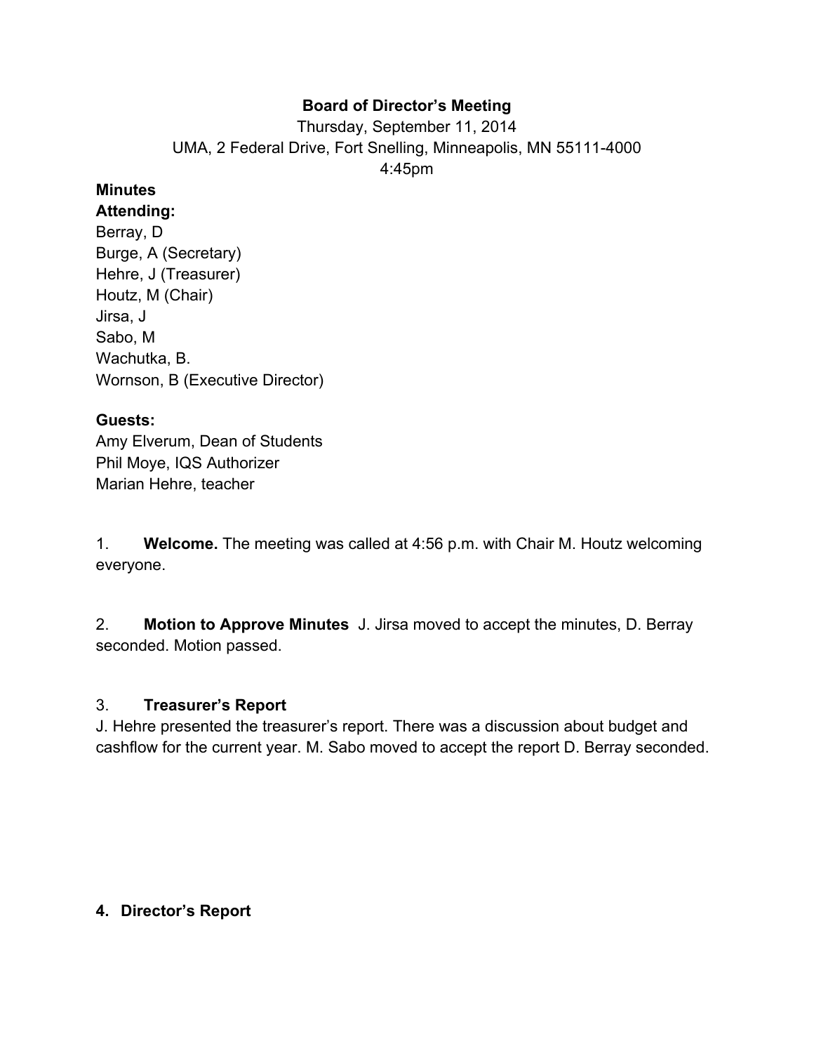**Board of Director's Meeting**

Thursday, September 11, 2014

UMA, 2 Federal Drive, Fort Snelling, Minneapolis, MN 55111-4000

4:45pm

**Minutes**

**Attending:**

Berray, D
Burge, A (Secretary)
Hehre, J (Treasurer)
Houtz, M (Chair)
Jirsa, J
Sabo, M
Wachutka, B.
Wornson, B (Executive Director)

**Guests:**

Amy Elverum, Dean of Students
Phil Moye, IQS Authorizer
Marian Hehre, teacher

1. **Welcome.** The meeting was called at 4:56 p.m. with Chair M. Houtz welcoming everyone.

2. **Motion to Approve Minutes** J. Jirsa moved to accept the minutes, D. Berray seconded. Motion passed.

3. **Treasurer's Report**

J. Hehre presented the treasurer's report. There was a discussion about budget and cashflow for the current year. M. Sabo moved to accept the report D. Berray seconded.

**4. Director's Report**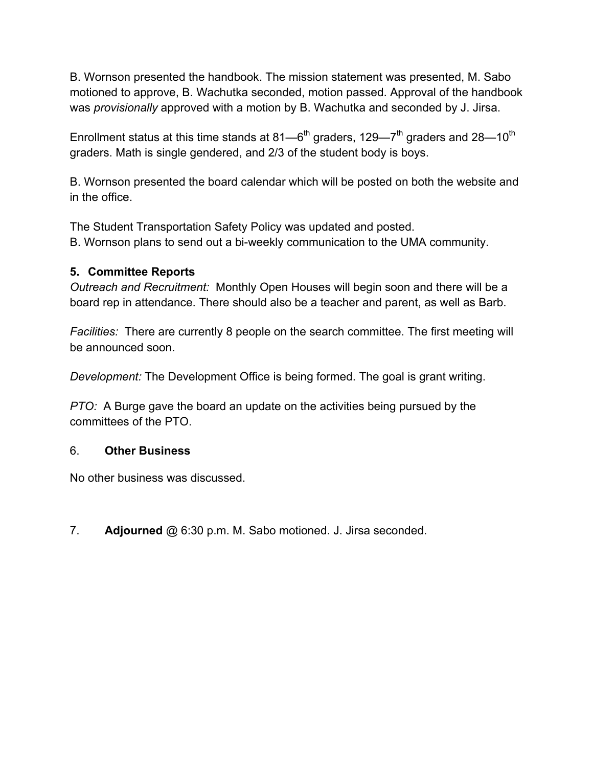B. Wornson presented the handbook. The mission statement was presented, M. Sabo motioned to approve, B. Wachutka seconded, motion passed. Approval of the handbook was *provisionally* approved with a motion by B. Wachutka and seconded by J. Jirsa.

Enrollment status at this time stands at 81—6th graders, 129—7th graders and 28—10th graders. Math is single gendered, and 2/3 of the student body is boys.

B. Wornson presented the board calendar which will be posted on both the website and in the office.

The Student Transportation Safety Policy was updated and posted.
B. Wornson plans to send out a bi-weekly communication to the UMA community.

**5. Committee Reports**

*Outreach and Recruitment:* Monthly Open Houses will begin soon and there will be a board rep in attendance. There should also be a teacher and parent, as well as Barb.

*Facilities:* There are currently 8 people on the search committee. The first meeting will be announced soon.

*Development:* The Development Office is being formed. The goal is grant writing.

*PTO:* A Burge gave the board an update on the activities being pursued by the committees of the PTO.

6. **Other Business**

No other business was discussed.

7. **Adjourned** @ 6:30 p.m. M. Sabo motioned. J. Jirsa seconded.